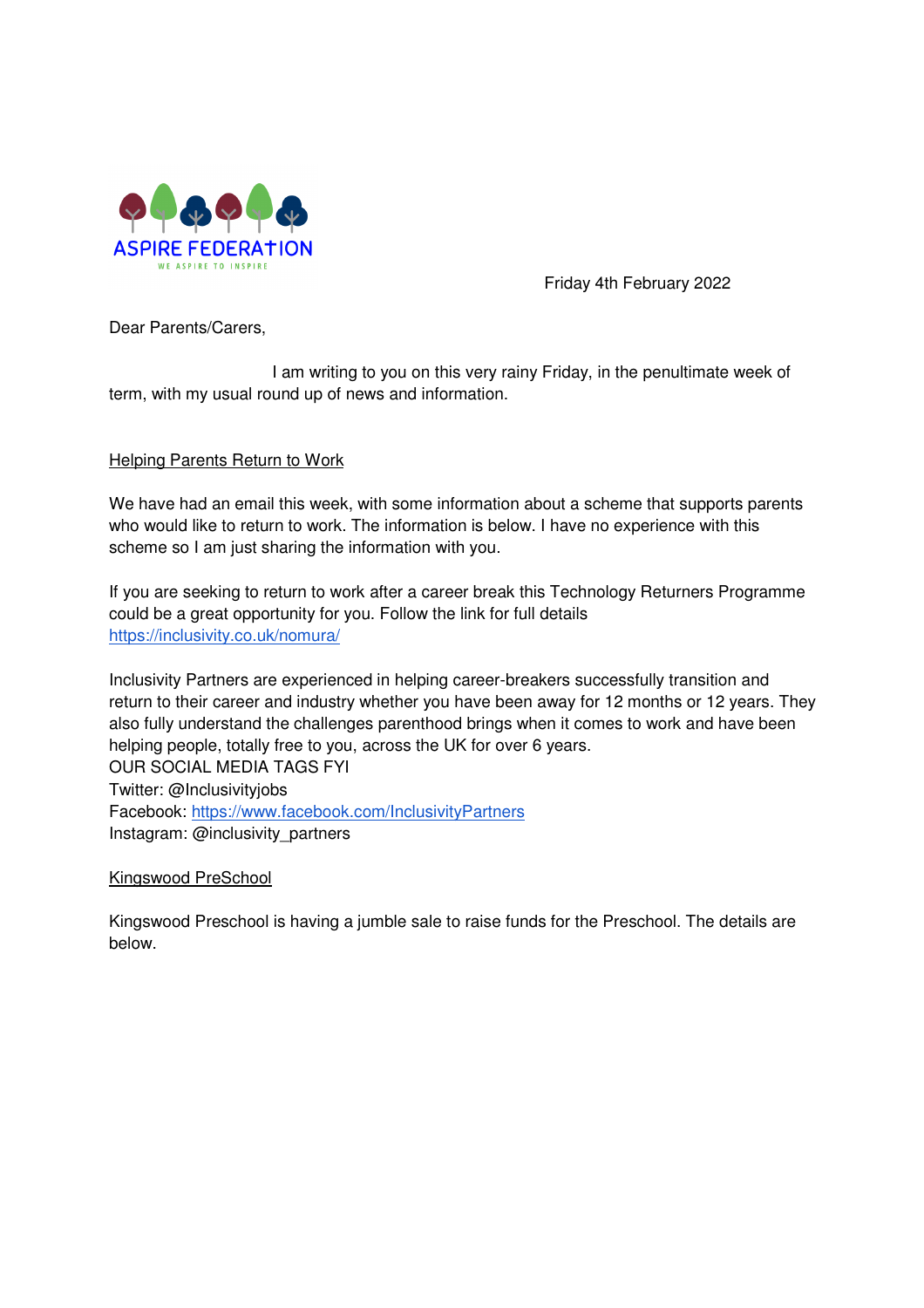ASPIRE FEDERATION

WE ASPIRE TO INSPIRE

Friday 4th February 2022

Dear Parents/Carers,

I am writing to you on this very rainy Friday, in the penultimate week of term, with my usual round up of news and information.

## Helping Parents Return to Work

We have had an email this week, with some information about a scheme that supports parents who would like to return to work. The information is below. I have no experience with this scheme so I am just sharing the information with you.

If you are seeking to return to work after a career break this Technology Returners Programme could be a great opportunity for you. Follow the link for full details https://inclusivity.co.uk/nomura/

Inclusivity Partners are experienced in helping career-breakers successfully transition and return to their career and industry whether you have been away for 12 months or 12 years. They also fully understand the challenges parenthood brings when it comes to work and have been helping people, totally free to you, across the UK for over 6 years.
OUR SOCIAL MEDIA TAGS FYI
Twitter: @Inclusivityjobs
Facebook: https://www.facebook.com/InclusivityPartners
Instagram: @inclusivity_partners

## Kingswood PreSchool

Kingswood Preschool is having a jumble sale to raise funds for the Preschool. The details are below.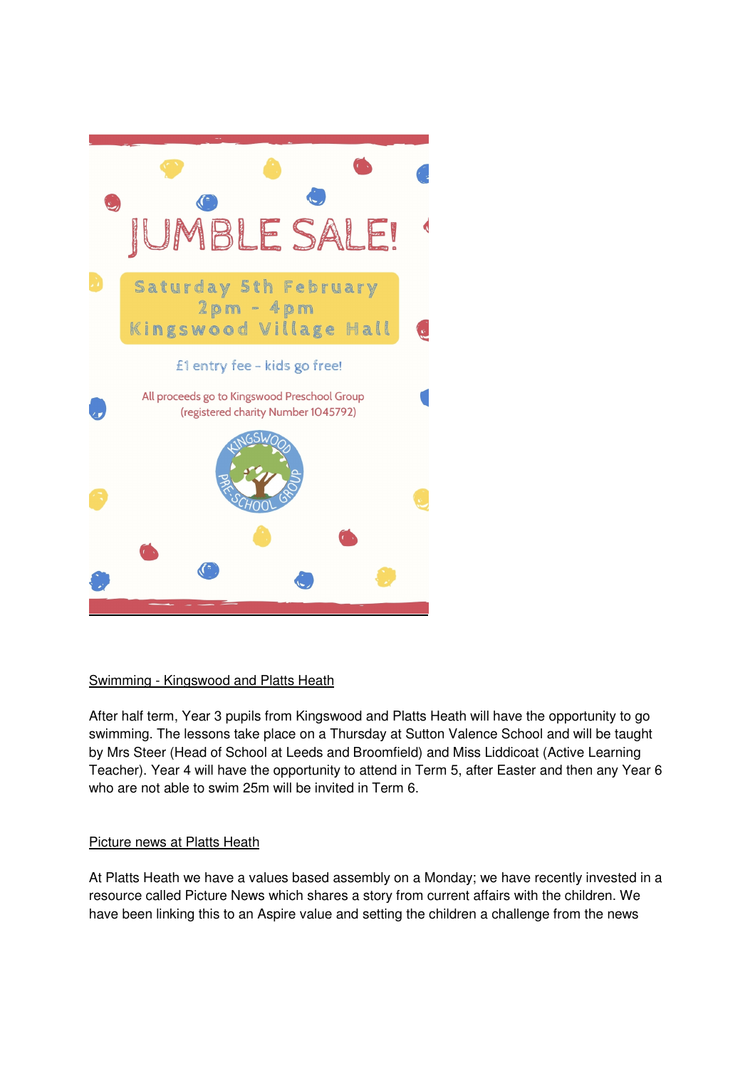JUMBLE SALE!

Saturday 5th February
2pm - 4pm
Kingswood Village Hall

£1 entry fee - kids go free!

All proceeds go to Kingswood Preschool Group
(registered charity Number 1045792)

KINGSWOOD PRE-SCHOOL GROUP

Swimming - Kingswood and Platts Heath

After half term, Year 3 pupils from Kingswood and Platts Heath will have the opportunity to go swimming. The lessons take place on a Thursday at Sutton Valence School and will be taught by Mrs Steer (Head of School at Leeds and Broomfield) and Miss Liddicoat (Active Learning Teacher). Year 4 will have the opportunity to attend in Term 5, after Easter and then any Year 6 who are not able to swim 25m will be invited in Term 6.

Picture news at Platts Heath

At Platts Heath we have a values based assembly on a Monday; we have recently invested in a resource called Picture News which shares a story from current affairs with the children. We have been linking this to an Aspire value and setting the children a challenge from the news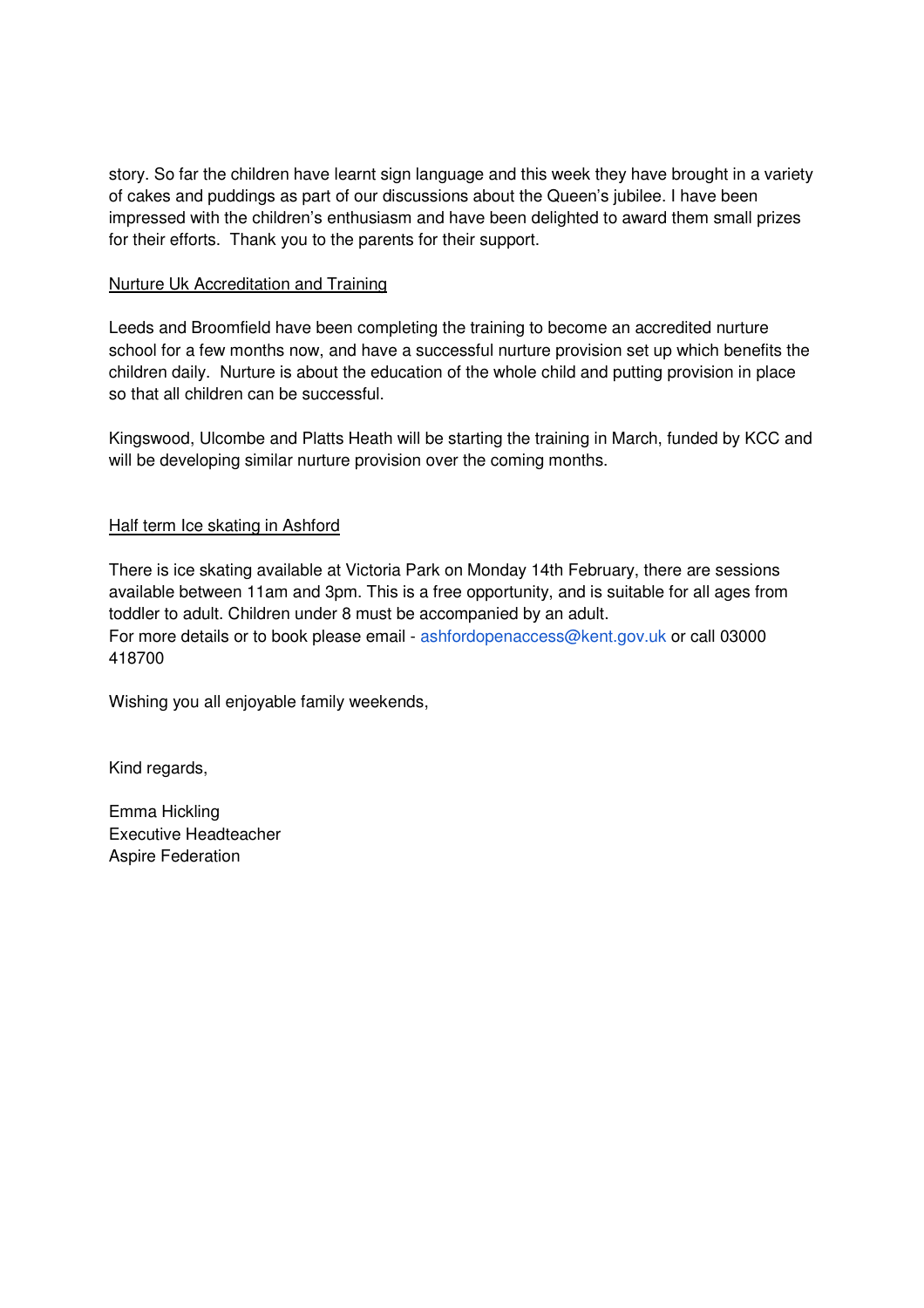story. So far the children have learnt sign language and this week they have brought in a variety of cakes and puddings as part of our discussions about the Queen's jubilee. I have been impressed with the children's enthusiasm and have been delighted to award them small prizes for their efforts. Thank you to the parents for their support.

<u>Nurture Uk Accreditation and Training</u>

Leeds and Broomfield have been completing the training to become an accredited nurture school for a few months now, and have a successful nurture provision set up which benefits the children daily. Nurture is about the education of the whole child and putting provision in place so that all children can be successful.

Kingswood, Ulcombe and Platts Heath will be starting the training in March, funded by KCC and will be developing similar nurture provision over the coming months.

<u>Half term Ice skating in Ashford</u>

There is ice skating available at Victoria Park on Monday 14th February, there are sessions available between 11am and 3pm. This is a free opportunity, and is suitable for all ages from toddler to adult. Children under 8 must be accompanied by an adult.
For more details or to book please email - ashfordopenaccess@kent.gov.uk or call 03000 418700

Wishing you all enjoyable family weekends,

Kind regards,

Emma Hickling
Executive Headteacher
Aspire Federation